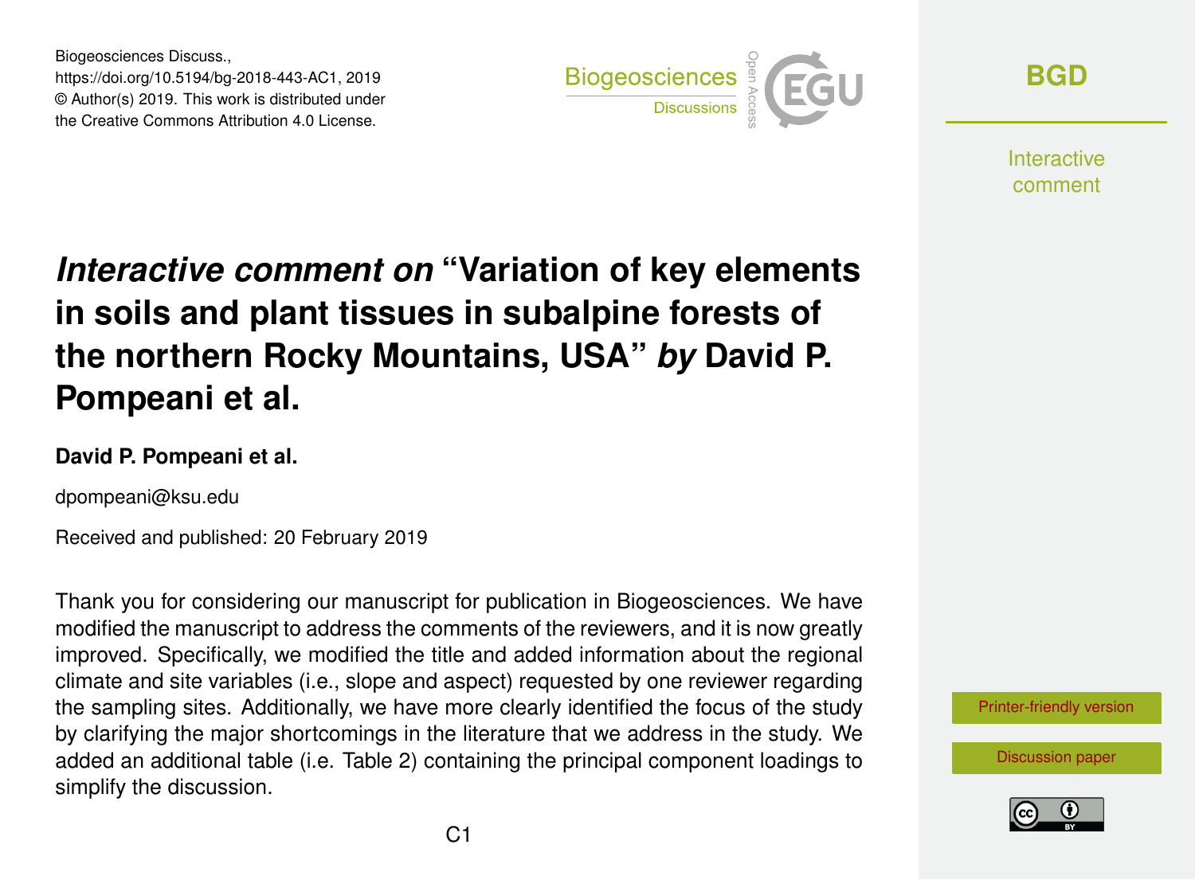# *Interactive comment on* "Variation of key elements in soils and plant tissues in subalpine forests of the northern Rocky Mountains, USA" *by* David P. Pompeani et al.

**David P. Pompeani et al.**

dpompeani@ksu.edu

Received and published: 20 February 2019

Thank you for considering our manuscript for publication in Biogeosciences. We have modified the manuscript to address the comments of the reviewers, and it is now greatly improved. Specifically, we modified the title and added information about the regional climate and site variables (i.e., slope and aspect) requested by one reviewer regarding the sampling sites. Additionally, we have more clearly identified the focus of the study by clarifying the major shortcomings in the literature that we address in the study. We added an additional table (i.e. Table 2) containing the principal component loadings to simplify the discussion.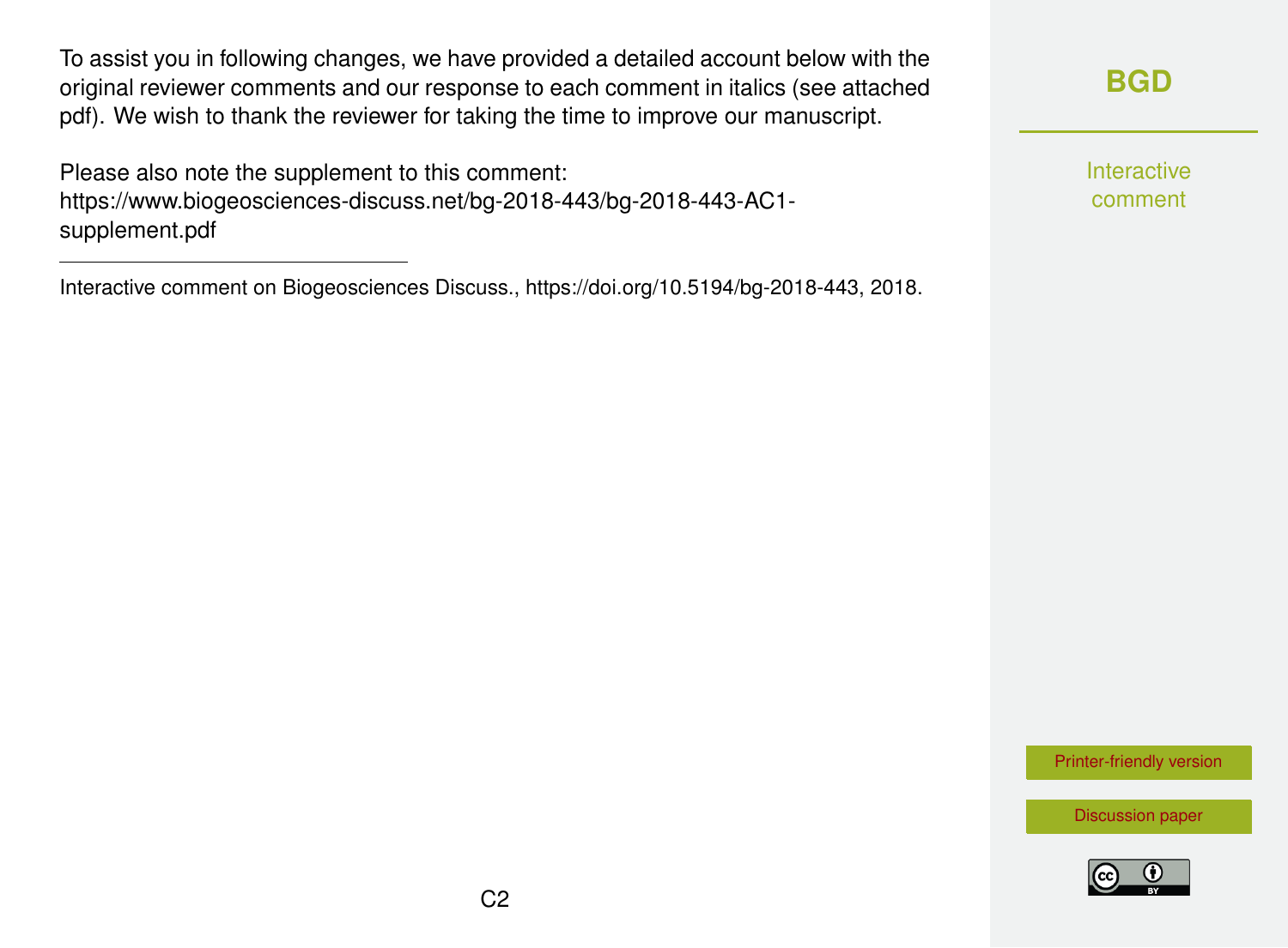To assist you in following changes, we have provided a detailed account below with the original reviewer comments and our response to each comment in italics (see attached pdf). We wish to thank the reviewer for taking the time to improve our manuscript.

Please also note the supplement to this comment:
https://www.biogeosciences-discuss.net/bg-2018-443/bg-2018-443-AC1-supplement.pdf

---

Interactive comment on Biogeosciences Discuss., https://doi.org/10.5194/bg-2018-443, 2018.